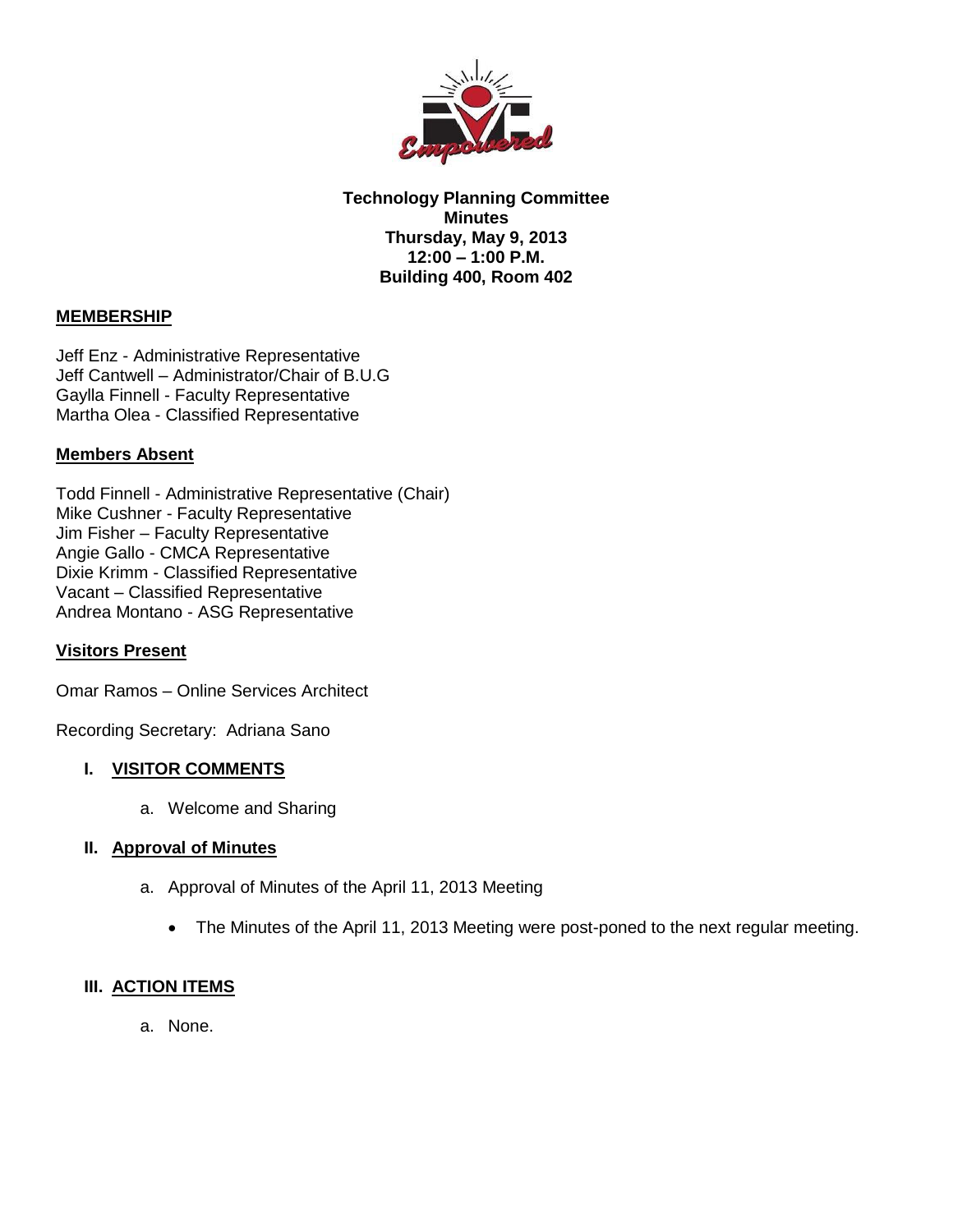**Technology Planning Committee**
**Minutes**
**Thursday, May 9, 2013**
**12:00 – 1:00 P.M.**
**Building 400, Room 402**

## MEMBERSHIP

Jeff Enz - Administrative Representative
Jeff Cantwell – Administrator/Chair of B.U.G
Gaylla Finnell - Faculty Representative
Martha Olea - Classified Representative

## Members Absent

Todd Finnell - Administrative Representative (Chair)
Mike Cushner - Faculty Representative
Jim Fisher – Faculty Representative
Angie Gallo - CMCA Representative
Dixie Krimm - Classified Representative
Vacant – Classified Representative
Andrea Montano - ASG Representative

## Visitors Present

Omar Ramos – Online Services Architect

Recording Secretary: Adriana Sano

### I. VISITOR COMMENTS

a. Welcome and Sharing

### II. Approval of Minutes

a. Approval of Minutes of the April 11, 2013 Meeting

- The Minutes of the April 11, 2013 Meeting were post-poned to the next regular meeting.

### III. ACTION ITEMS

a. None.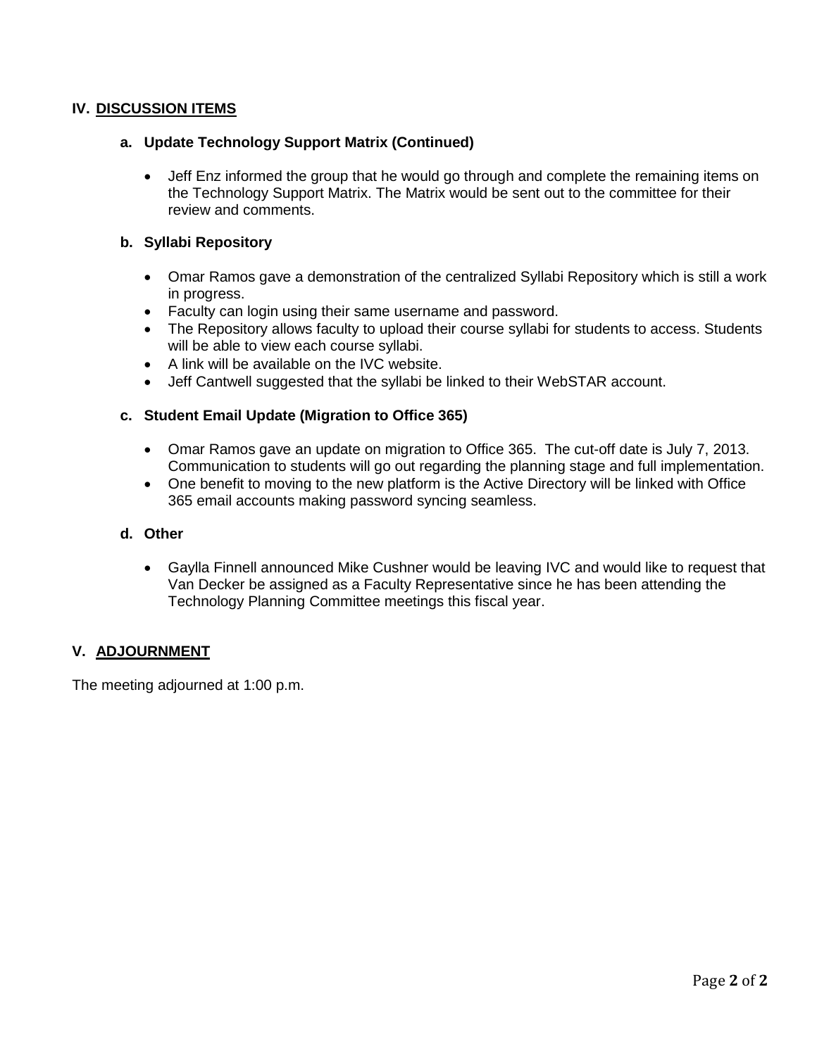## IV. DISCUSSION ITEMS

### a. Update Technology Support Matrix (Continued)

- Jeff Enz informed the group that he would go through and complete the remaining items on the Technology Support Matrix. The Matrix would be sent out to the committee for their review and comments.

### b. Syllabi Repository

- Omar Ramos gave a demonstration of the centralized Syllabi Repository which is still a work in progress.
- Faculty can login using their same username and password.
- The Repository allows faculty to upload their course syllabi for students to access. Students will be able to view each course syllabi.
- A link will be available on the IVC website.
- Jeff Cantwell suggested that the syllabi be linked to their WebSTAR account.

### c. Student Email Update (Migration to Office 365)

- Omar Ramos gave an update on migration to Office 365. The cut-off date is July 7, 2013. Communication to students will go out regarding the planning stage and full implementation.
- One benefit to moving to the new platform is the Active Directory will be linked with Office 365 email accounts making password syncing seamless.

### d. Other

- Gaylla Finnell announced Mike Cushner would be leaving IVC and would like to request that Van Decker be assigned as a Faculty Representative since he has been attending the Technology Planning Committee meetings this fiscal year.

## V. ADJOURNMENT

The meeting adjourned at 1:00 p.m.